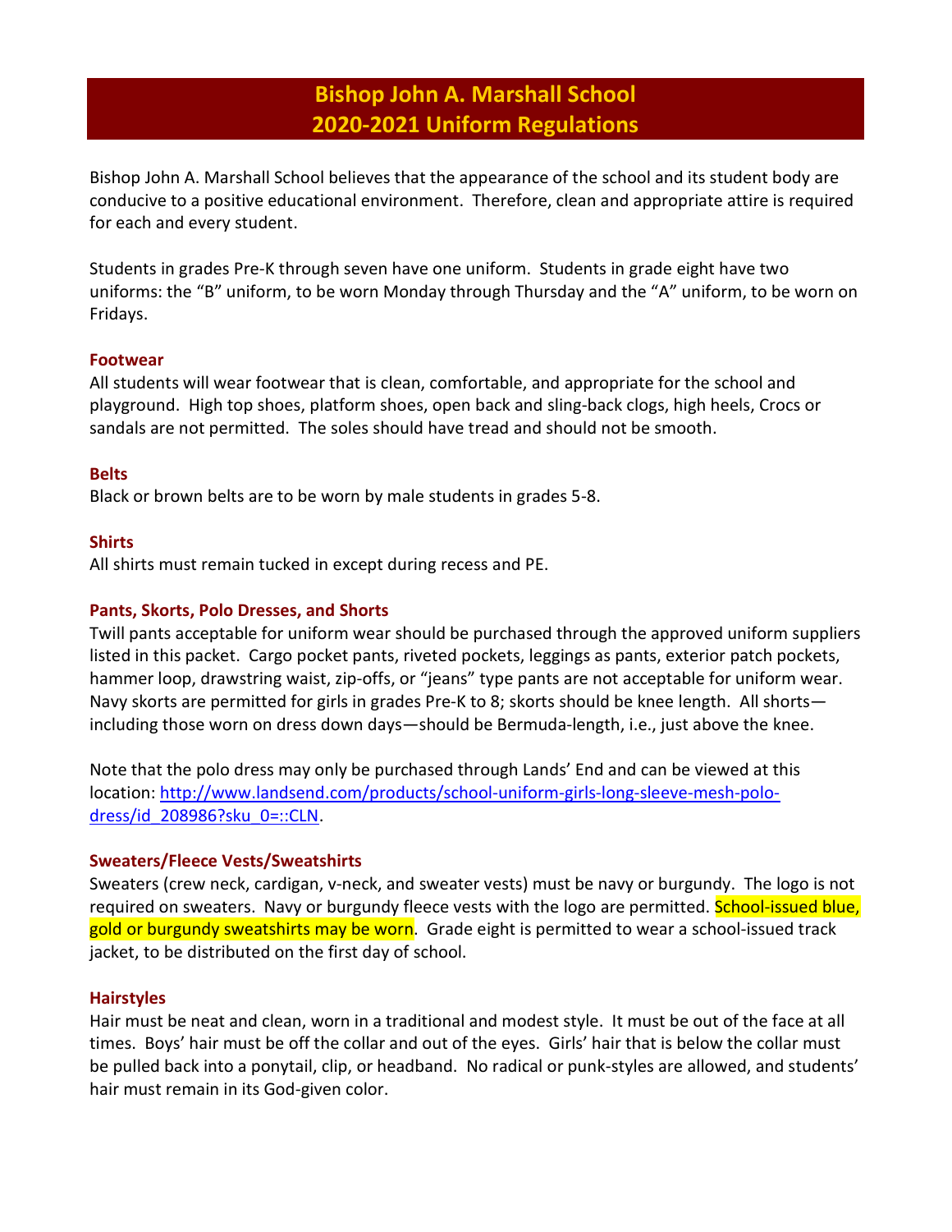# Bishop John A. Marshall School
# 2020-2021 Uniform Regulations

Bishop John A. Marshall School believes that the appearance of the school and its student body are conducive to a positive educational environment. Therefore, clean and appropriate attire is required for each and every student.

Students in grades Pre-K through seven have one uniform. Students in grade eight have two uniforms: the "B" uniform, to be worn Monday through Thursday and the "A" uniform, to be worn on Fridays.

### Footwear

All students will wear footwear that is clean, comfortable, and appropriate for the school and playground. High top shoes, platform shoes, open back and sling-back clogs, high heels, Crocs or sandals are not permitted. The soles should have tread and should not be smooth.

### Belts

Black or brown belts are to be worn by male students in grades 5-8.

### Shirts

All shirts must remain tucked in except during recess and PE.

### Pants, Skorts, Polo Dresses, and Shorts

Twill pants acceptable for uniform wear should be purchased through the approved uniform suppliers listed in this packet. Cargo pocket pants, riveted pockets, leggings as pants, exterior patch pockets, hammer loop, drawstring waist, zip-offs, or "jeans" type pants are not acceptable for uniform wear. Navy skorts are permitted for girls in grades Pre-K to 8; skorts should be knee length. All shorts—including those worn on dress down days—should be Bermuda-length, i.e., just above the knee.

Note that the polo dress may only be purchased through Lands' End and can be viewed at this location: [http://www.landsend.com/products/school-uniform-girls-long-sleeve-mesh-polo-dress/id_208986?sku_0=::CLN](http://www.landsend.com/products/school-uniform-girls-long-sleeve-mesh-polo-dress/id_208986?sku_0=::CLN).

### Sweaters/Fleece Vests/Sweatshirts

Sweaters (crew neck, cardigan, v-neck, and sweater vests) must be navy or burgundy. The logo is not required on sweaters. Navy or burgundy fleece vests with the logo are permitted. School-issued blue, gold or burgundy sweatshirts may be worn. Grade eight is permitted to wear a school-issued track jacket, to be distributed on the first day of school.

### Hairstyles

Hair must be neat and clean, worn in a traditional and modest style. It must be out of the face at all times. Boys' hair must be off the collar and out of the eyes. Girls' hair that is below the collar must be pulled back into a ponytail, clip, or headband. No radical or punk-styles are allowed, and students' hair must remain in its God-given color.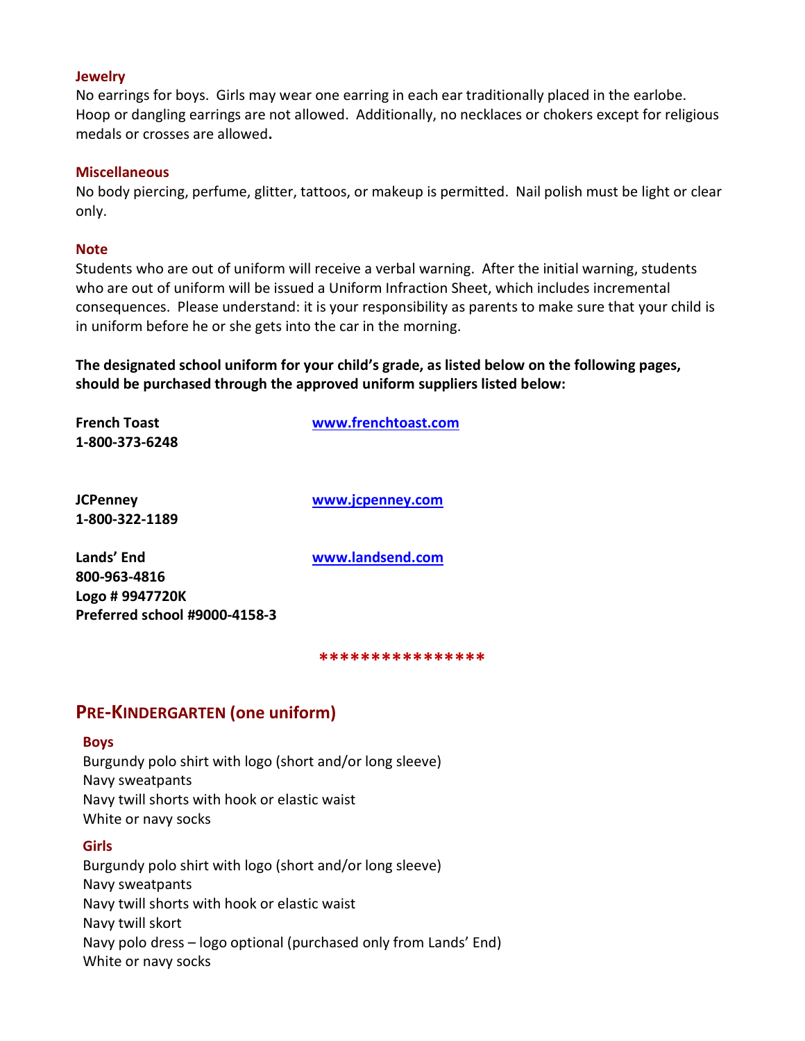### Jewelry

No earrings for boys. Girls may wear one earring in each ear traditionally placed in the earlobe. Hoop or dangling earrings are not allowed. Additionally, no necklaces or chokers except for religious medals or crosses are allowed**.**

### Miscellaneous

No body piercing, perfume, glitter, tattoos, or makeup is permitted. Nail polish must be light or clear only.

### Note

Students who are out of uniform will receive a verbal warning. After the initial warning, students who are out of uniform will be issued a Uniform Infraction Sheet, which includes incremental consequences. Please understand: it is your responsibility as parents to make sure that your child is in uniform before he or she gets into the car in the morning.

**The designated school uniform for your child's grade, as listed below on the following pages, should be purchased through the approved uniform suppliers listed below:**

**French Toast** [www.frenchtoast.com](http://www.frenchtoast.com)
**1-800-373-6248**

**JCPenney** [www.jcpenney.com](http://www.jcpenney.com)
**1-800-322-1189**

**Lands' End** [www.landsend.com](http://www.landsend.com)
**800-963-4816**
**Logo # 9947720K**
**Preferred school #9000-4158-3**

****************

## PRE-KINDERGARTEN (one uniform)

### Boys

Burgundy polo shirt with logo (short and/or long sleeve)
Navy sweatpants
Navy twill shorts with hook or elastic waist
White or navy socks

### Girls

Burgundy polo shirt with logo (short and/or long sleeve)
Navy sweatpants
Navy twill shorts with hook or elastic waist
Navy twill skort
Navy polo dress – logo optional (purchased only from Lands' End)
White or navy socks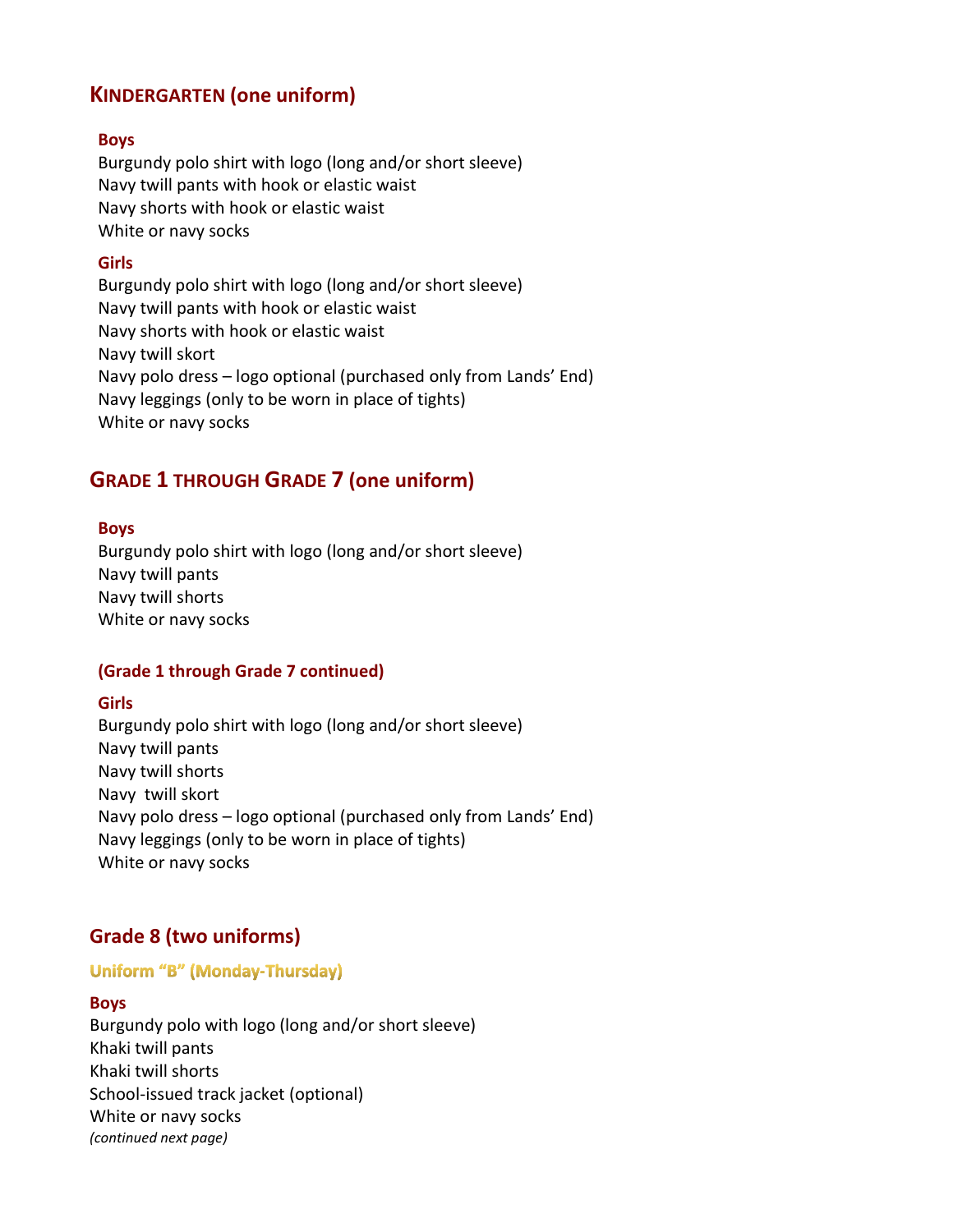## KINDERGARTEN (one uniform)

### Boys

Burgundy polo shirt with logo (long and/or short sleeve)
Navy twill pants with hook or elastic waist
Navy shorts with hook or elastic waist
White or navy socks

### Girls

Burgundy polo shirt with logo (long and/or short sleeve)
Navy twill pants with hook or elastic waist
Navy shorts with hook or elastic waist
Navy twill skort
Navy polo dress – logo optional (purchased only from Lands' End)
Navy leggings (only to be worn in place of tights)
White or navy socks

## GRADE 1 THROUGH GRADE 7 (one uniform)

### Boys

Burgundy polo shirt with logo (long and/or short sleeve)
Navy twill pants
Navy twill shorts
White or navy socks

### (Grade 1 through Grade 7 continued)

### Girls

Burgundy polo shirt with logo (long and/or short sleeve)
Navy twill pants
Navy twill shorts
Navy twill skort
Navy polo dress – logo optional (purchased only from Lands' End)
Navy leggings (only to be worn in place of tights)
White or navy socks

## Grade 8 (two uniforms)

### Uniform "B" (Monday-Thursday)

**Boys**

Burgundy polo with logo (long and/or short sleeve)
Khaki twill pants
Khaki twill shorts
School-issued track jacket (optional)
White or navy socks
*(continued next page)*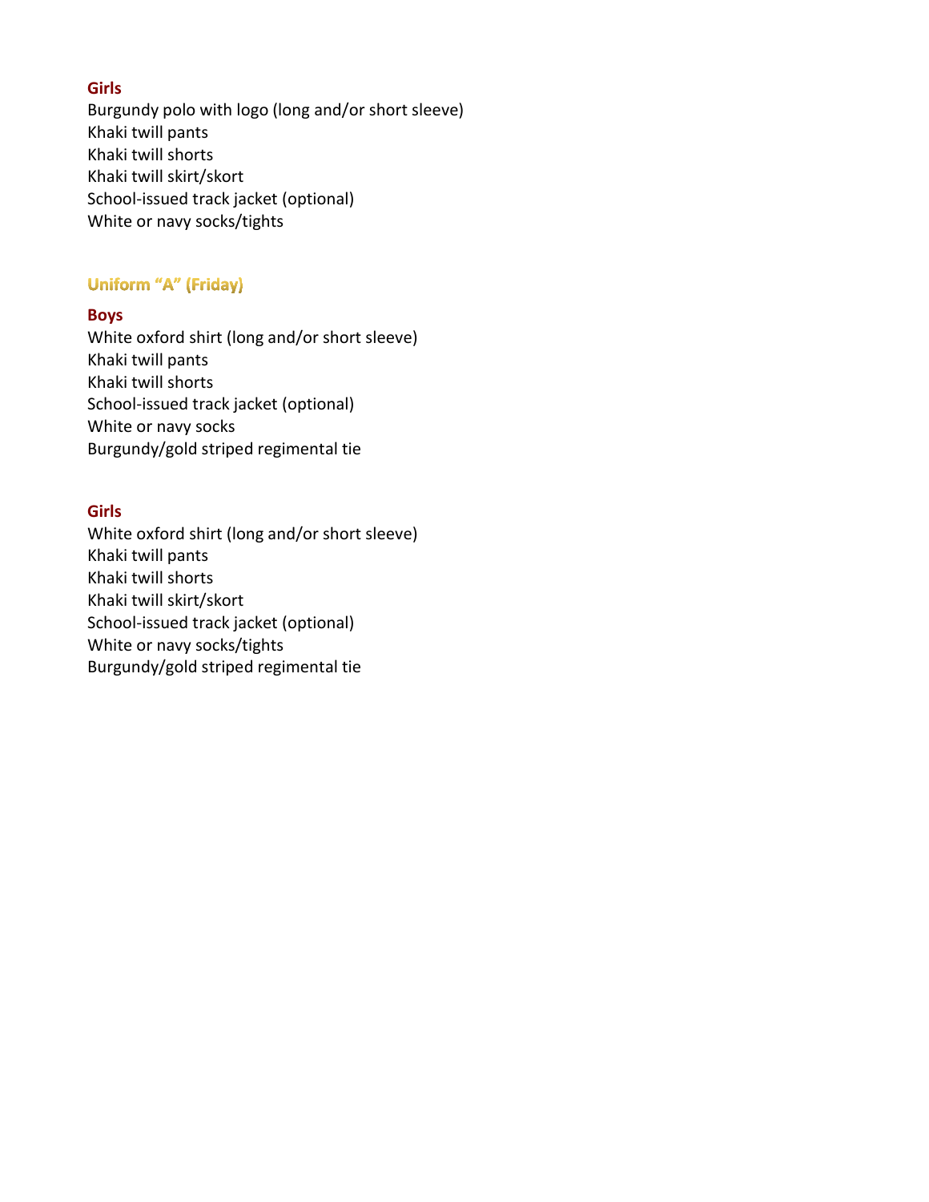### Girls

Burgundy polo with logo (long and/or short sleeve)
Khaki twill pants
Khaki twill shorts
Khaki twill skirt/skort
School-issued track jacket (optional)
White or navy socks/tights

## Uniform “A” (Friday)

### Boys

White oxford shirt (long and/or short sleeve)
Khaki twill pants
Khaki twill shorts
School-issued track jacket (optional)
White or navy socks
Burgundy/gold striped regimental tie

### Girls

White oxford shirt (long and/or short sleeve)
Khaki twill pants
Khaki twill shorts
Khaki twill skirt/skort
School-issued track jacket (optional)
White or navy socks/tights
Burgundy/gold striped regimental tie